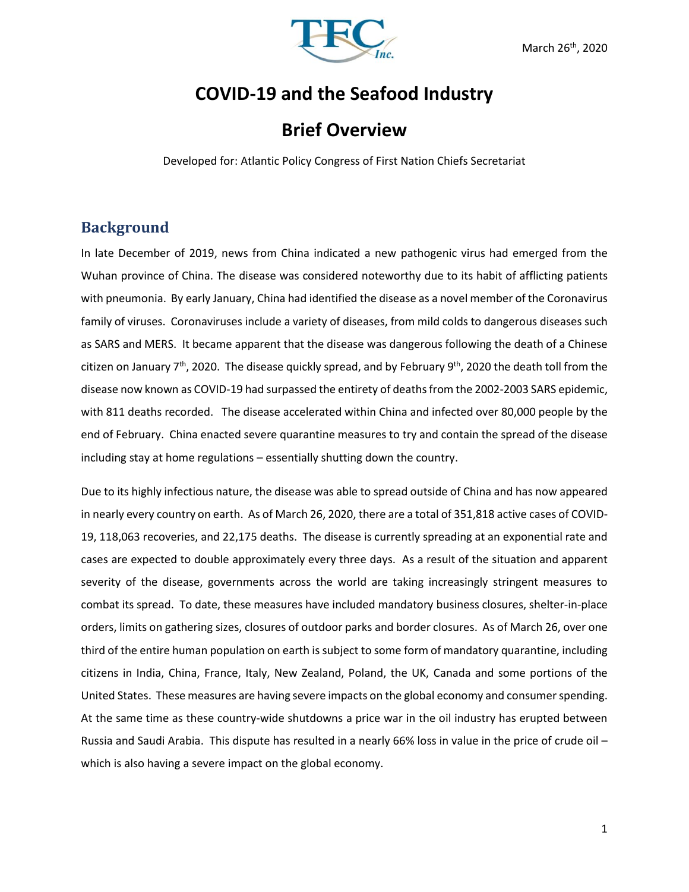March 26th, 2020

# COVID-19 and the Seafood Industry

# Brief Overview

Developed for: Atlantic Policy Congress of First Nation Chiefs Secretariat

## Background

In late December of 2019, news from China indicated a new pathogenic virus had emerged from the Wuhan province of China. The disease was considered noteworthy due to its habit of afflicting patients with pneumonia. By early January, China had identified the disease as a novel member of the Coronavirus family of viruses. Coronaviruses include a variety of diseases, from mild colds to dangerous diseases such as SARS and MERS. It became apparent that the disease was dangerous following the death of a Chinese citizen on January 7th, 2020. The disease quickly spread, and by February 9th, 2020 the death toll from the disease now known as COVID-19 had surpassed the entirety of deaths from the 2002-2003 SARS epidemic, with 811 deaths recorded. The disease accelerated within China and infected over 80,000 people by the end of February. China enacted severe quarantine measures to try and contain the spread of the disease including stay at home regulations – essentially shutting down the country.

Due to its highly infectious nature, the disease was able to spread outside of China and has now appeared in nearly every country on earth. As of March 26, 2020, there are a total of 351,818 active cases of COVID-19, 118,063 recoveries, and 22,175 deaths. The disease is currently spreading at an exponential rate and cases are expected to double approximately every three days. As a result of the situation and apparent severity of the disease, governments across the world are taking increasingly stringent measures to combat its spread. To date, these measures have included mandatory business closures, shelter-in-place orders, limits on gathering sizes, closures of outdoor parks and border closures. As of March 26, over one third of the entire human population on earth is subject to some form of mandatory quarantine, including citizens in India, China, France, Italy, New Zealand, Poland, the UK, Canada and some portions of the United States. These measures are having severe impacts on the global economy and consumer spending. At the same time as these country-wide shutdowns a price war in the oil industry has erupted between Russia and Saudi Arabia. This dispute has resulted in a nearly 66% loss in value in the price of crude oil – which is also having a severe impact on the global economy.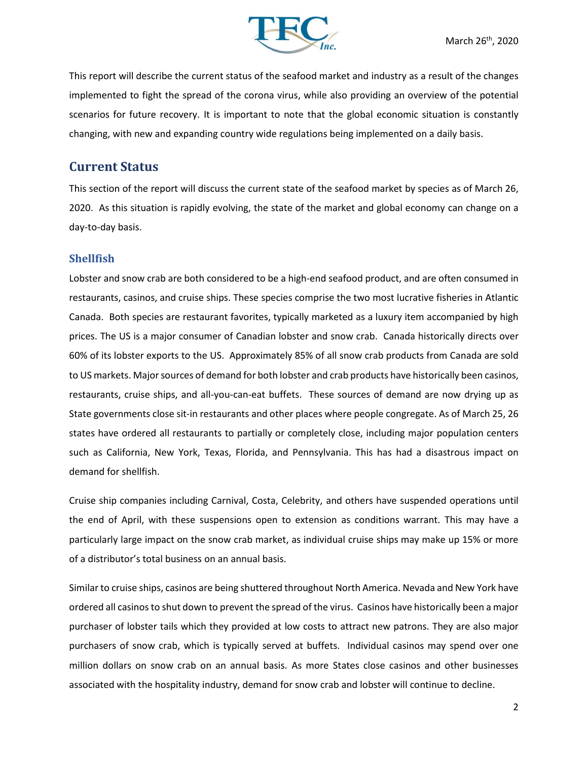This report will describe the current status of the seafood market and industry as a result of the changes implemented to fight the spread of the corona virus, while also providing an overview of the potential scenarios for future recovery. It is important to note that the global economic situation is constantly changing, with new and expanding country wide regulations being implemented on a daily basis.

## Current Status

This section of the report will discuss the current state of the seafood market by species as of March 26, 2020. As this situation is rapidly evolving, the state of the market and global economy can change on a day-to-day basis.

### Shellfish

Lobster and snow crab are both considered to be a high-end seafood product, and are often consumed in restaurants, casinos, and cruise ships. These species comprise the two most lucrative fisheries in Atlantic Canada. Both species are restaurant favorites, typically marketed as a luxury item accompanied by high prices. The US is a major consumer of Canadian lobster and snow crab. Canada historically directs over 60% of its lobster exports to the US. Approximately 85% of all snow crab products from Canada are sold to US markets. Major sources of demand for both lobster and crab products have historically been casinos, restaurants, cruise ships, and all-you-can-eat buffets. These sources of demand are now drying up as State governments close sit-in restaurants and other places where people congregate. As of March 25, 26 states have ordered all restaurants to partially or completely close, including major population centers such as California, New York, Texas, Florida, and Pennsylvania. This has had a disastrous impact on demand for shellfish.

Cruise ship companies including Carnival, Costa, Celebrity, and others have suspended operations until the end of April, with these suspensions open to extension as conditions warrant. This may have a particularly large impact on the snow crab market, as individual cruise ships may make up 15% or more of a distributor's total business on an annual basis.

Similar to cruise ships, casinos are being shuttered throughout North America. Nevada and New York have ordered all casinos to shut down to prevent the spread of the virus. Casinos have historically been a major purchaser of lobster tails which they provided at low costs to attract new patrons. They are also major purchasers of snow crab, which is typically served at buffets. Individual casinos may spend over one million dollars on snow crab on an annual basis. As more States close casinos and other businesses associated with the hospitality industry, demand for snow crab and lobster will continue to decline.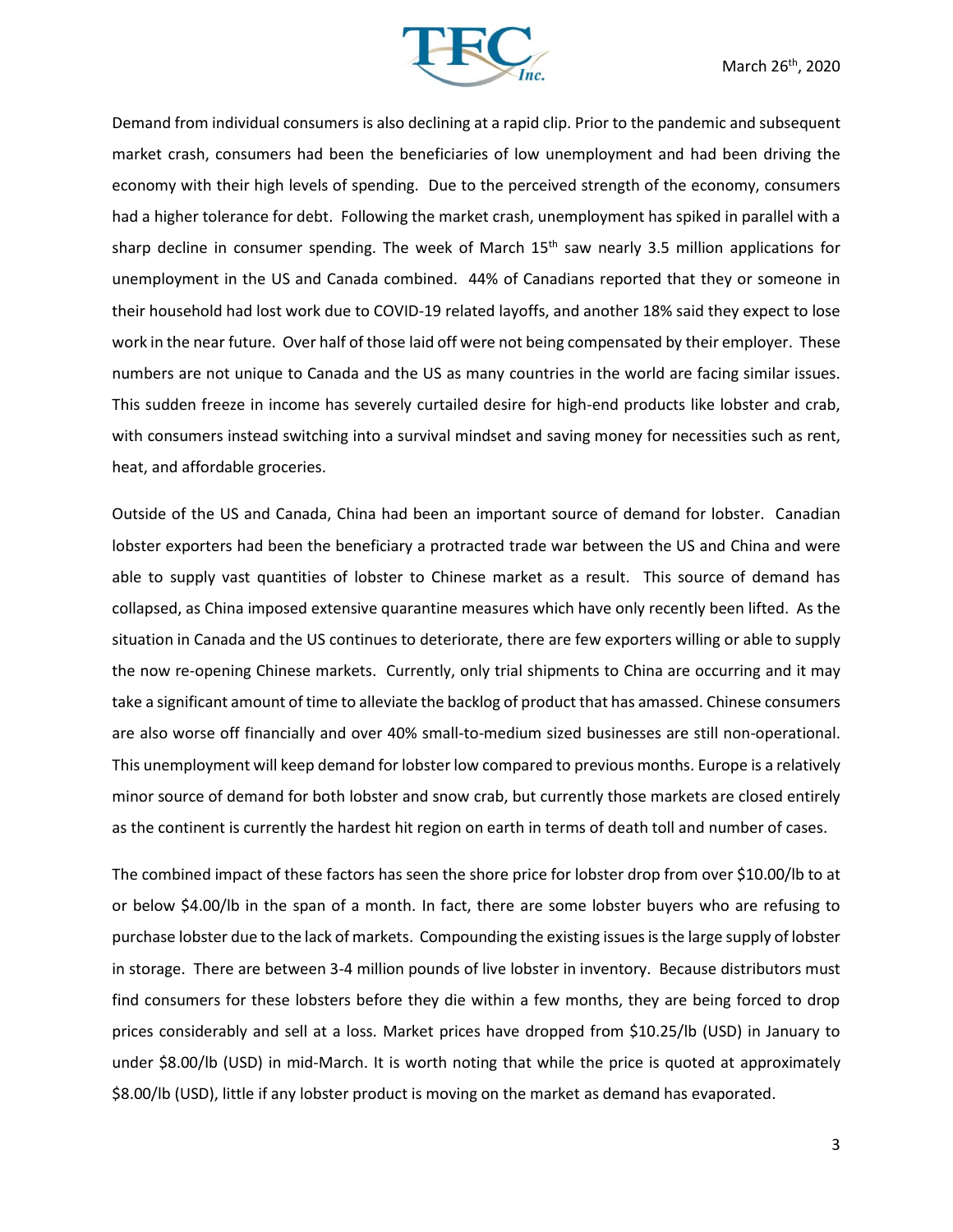Demand from individual consumers is also declining at a rapid clip. Prior to the pandemic and subsequent market crash, consumers had been the beneficiaries of low unemployment and had been driving the economy with their high levels of spending. Due to the perceived strength of the economy, consumers had a higher tolerance for debt. Following the market crash, unemployment has spiked in parallel with a sharp decline in consumer spending. The week of March 15th saw nearly 3.5 million applications for unemployment in the US and Canada combined. 44% of Canadians reported that they or someone in their household had lost work due to COVID-19 related layoffs, and another 18% said they expect to lose work in the near future. Over half of those laid off were not being compensated by their employer. These numbers are not unique to Canada and the US as many countries in the world are facing similar issues. This sudden freeze in income has severely curtailed desire for high-end products like lobster and crab, with consumers instead switching into a survival mindset and saving money for necessities such as rent, heat, and affordable groceries.

Outside of the US and Canada, China had been an important source of demand for lobster. Canadian lobster exporters had been the beneficiary a protracted trade war between the US and China and were able to supply vast quantities of lobster to Chinese market as a result. This source of demand has collapsed, as China imposed extensive quarantine measures which have only recently been lifted. As the situation in Canada and the US continues to deteriorate, there are few exporters willing or able to supply the now re-opening Chinese markets. Currently, only trial shipments to China are occurring and it may take a significant amount of time to alleviate the backlog of product that has amassed. Chinese consumers are also worse off financially and over 40% small-to-medium sized businesses are still non-operational. This unemployment will keep demand for lobster low compared to previous months. Europe is a relatively minor source of demand for both lobster and snow crab, but currently those markets are closed entirely as the continent is currently the hardest hit region on earth in terms of death toll and number of cases.

The combined impact of these factors has seen the shore price for lobster drop from over $10.00/lb to at or below $4.00/lb in the span of a month. In fact, there are some lobster buyers who are refusing to purchase lobster due to the lack of markets. Compounding the existing issues is the large supply of lobster in storage. There are between 3-4 million pounds of live lobster in inventory. Because distributors must find consumers for these lobsters before they die within a few months, they are being forced to drop prices considerably and sell at a loss. Market prices have dropped from $10.25/lb (USD) in January to under $8.00/lb (USD) in mid-March. It is worth noting that while the price is quoted at approximately $8.00/lb (USD), little if any lobster product is moving on the market as demand has evaporated.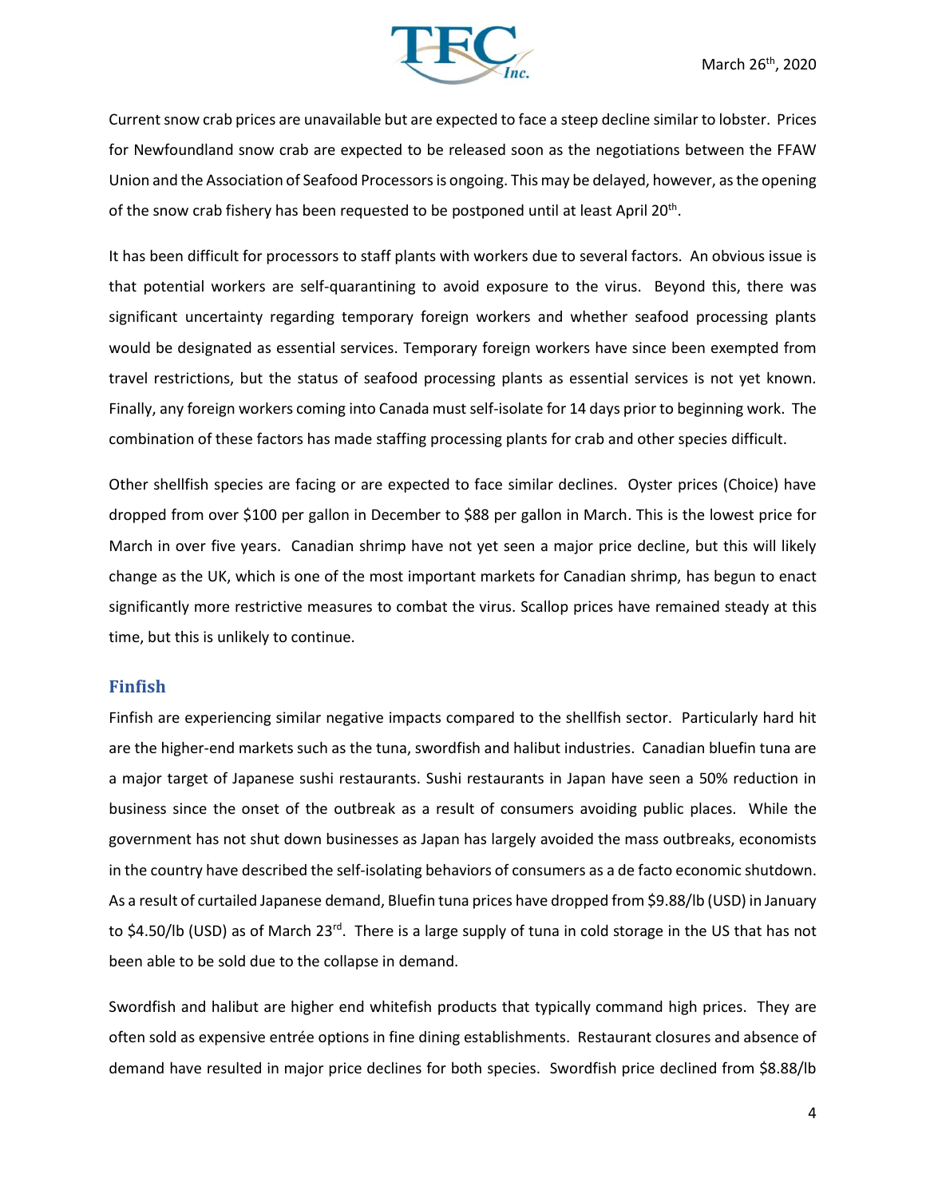Current snow crab prices are unavailable but are expected to face a steep decline similar to lobster. Prices for Newfoundland snow crab are expected to be released soon as the negotiations between the FFAW Union and the Association of Seafood Processors is ongoing. This may be delayed, however, as the opening of the snow crab fishery has been requested to be postponed until at least April 20th.

It has been difficult for processors to staff plants with workers due to several factors. An obvious issue is that potential workers are self-quarantining to avoid exposure to the virus. Beyond this, there was significant uncertainty regarding temporary foreign workers and whether seafood processing plants would be designated as essential services. Temporary foreign workers have since been exempted from travel restrictions, but the status of seafood processing plants as essential services is not yet known. Finally, any foreign workers coming into Canada must self-isolate for 14 days prior to beginning work. The combination of these factors has made staffing processing plants for crab and other species difficult.

Other shellfish species are facing or are expected to face similar declines. Oyster prices (Choice) have dropped from over $100 per gallon in December to $88 per gallon in March. This is the lowest price for March in over five years. Canadian shrimp have not yet seen a major price decline, but this will likely change as the UK, which is one of the most important markets for Canadian shrimp, has begun to enact significantly more restrictive measures to combat the virus. Scallop prices have remained steady at this time, but this is unlikely to continue.

## Finfish

Finfish are experiencing similar negative impacts compared to the shellfish sector. Particularly hard hit are the higher-end markets such as the tuna, swordfish and halibut industries. Canadian bluefin tuna are a major target of Japanese sushi restaurants. Sushi restaurants in Japan have seen a 50% reduction in business since the onset of the outbreak as a result of consumers avoiding public places. While the government has not shut down businesses as Japan has largely avoided the mass outbreaks, economists in the country have described the self-isolating behaviors of consumers as a de facto economic shutdown. As a result of curtailed Japanese demand, Bluefin tuna prices have dropped from $9.88/lb (USD) in January to $4.50/lb (USD) as of March 23rd. There is a large supply of tuna in cold storage in the US that has not been able to be sold due to the collapse in demand.

Swordfish and halibut are higher end whitefish products that typically command high prices. They are often sold as expensive entrée options in fine dining establishments. Restaurant closures and absence of demand have resulted in major price declines for both species. Swordfish price declined from $8.88/lb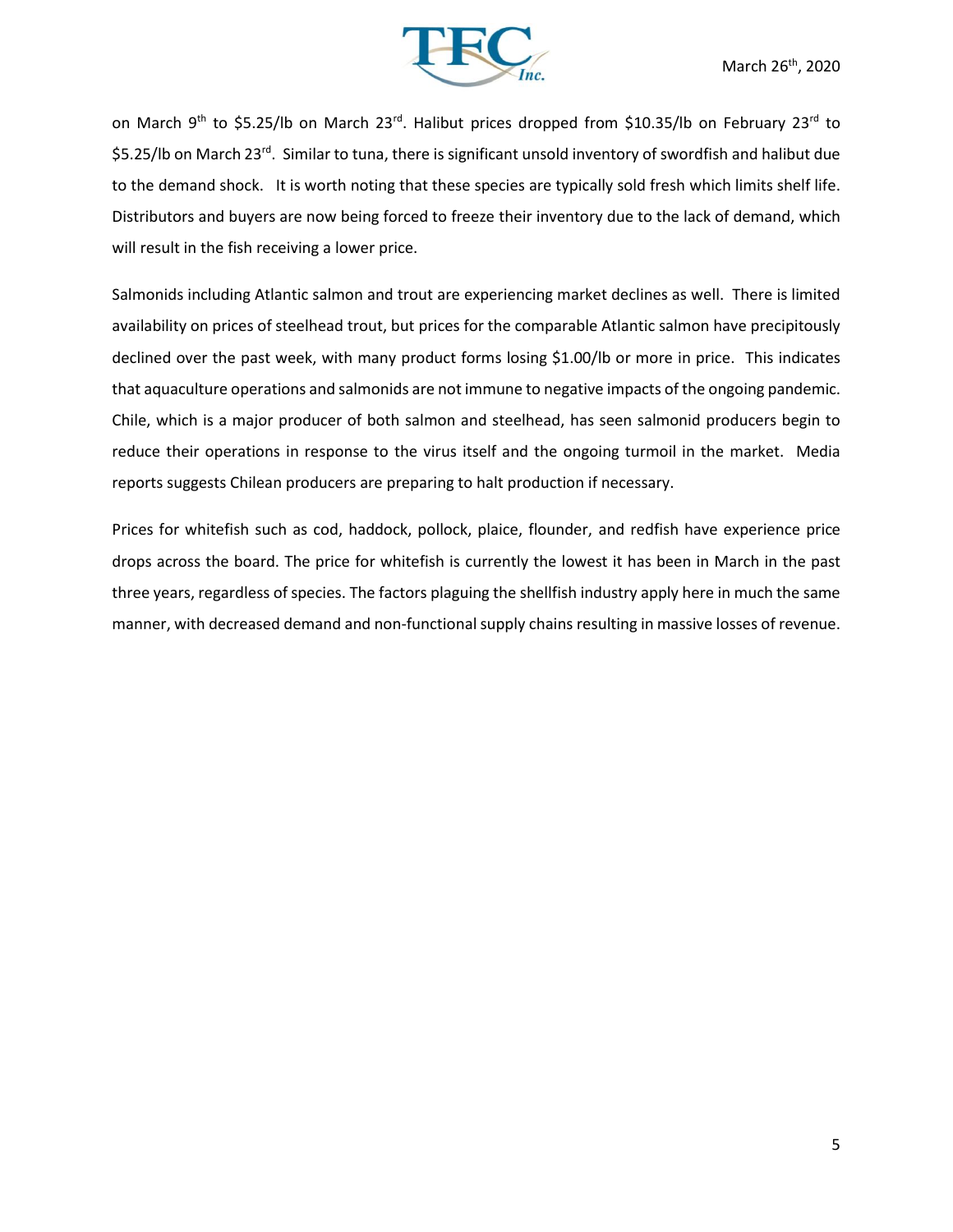on March 9th to $5.25/lb on March 23rd. Halibut prices dropped from $10.35/lb on February 23rd to $5.25/lb on March 23rd. Similar to tuna, there is significant unsold inventory of swordfish and halibut due to the demand shock. It is worth noting that these species are typically sold fresh which limits shelf life. Distributors and buyers are now being forced to freeze their inventory due to the lack of demand, which will result in the fish receiving a lower price.

Salmonids including Atlantic salmon and trout are experiencing market declines as well. There is limited availability on prices of steelhead trout, but prices for the comparable Atlantic salmon have precipitously declined over the past week, with many product forms losing $1.00/lb or more in price. This indicates that aquaculture operations and salmonids are not immune to negative impacts of the ongoing pandemic. Chile, which is a major producer of both salmon and steelhead, has seen salmonid producers begin to reduce their operations in response to the virus itself and the ongoing turmoil in the market. Media reports suggests Chilean producers are preparing to halt production if necessary.

Prices for whitefish such as cod, haddock, pollock, plaice, flounder, and redfish have experience price drops across the board. The price for whitefish is currently the lowest it has been in March in the past three years, regardless of species. The factors plaguing the shellfish industry apply here in much the same manner, with decreased demand and non-functional supply chains resulting in massive losses of revenue.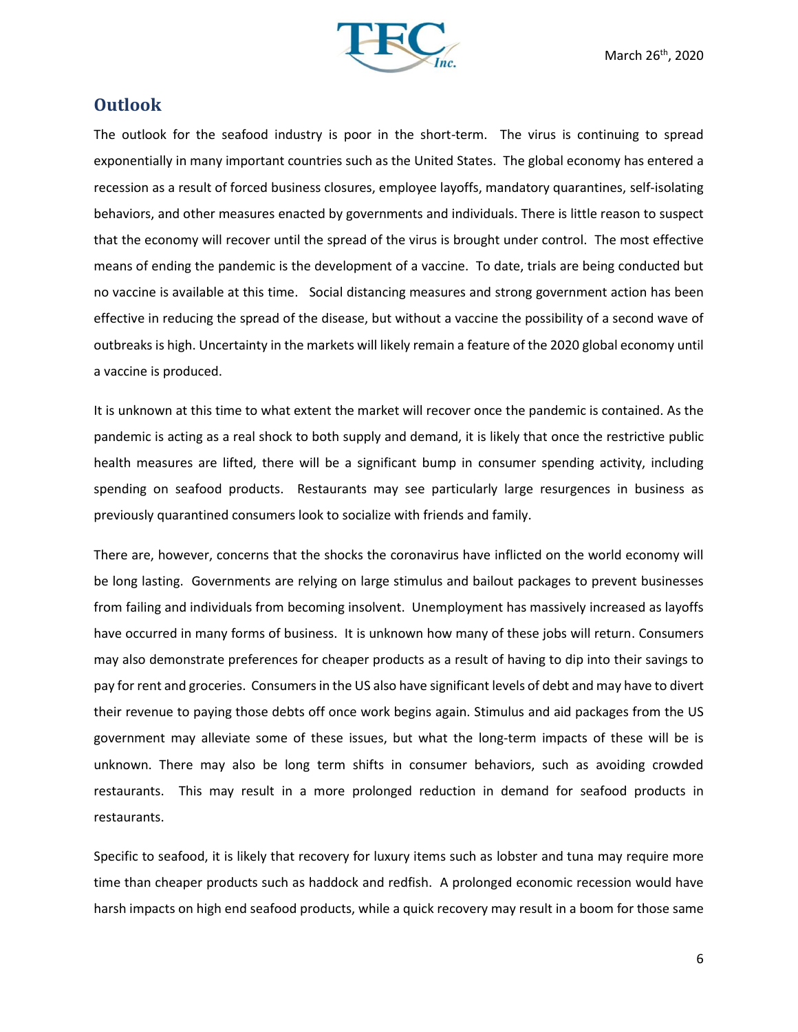## Outlook

The outlook for the seafood industry is poor in the short-term. The virus is continuing to spread exponentially in many important countries such as the United States. The global economy has entered a recession as a result of forced business closures, employee layoffs, mandatory quarantines, self-isolating behaviors, and other measures enacted by governments and individuals. There is little reason to suspect that the economy will recover until the spread of the virus is brought under control. The most effective means of ending the pandemic is the development of a vaccine. To date, trials are being conducted but no vaccine is available at this time. Social distancing measures and strong government action has been effective in reducing the spread of the disease, but without a vaccine the possibility of a second wave of outbreaks is high. Uncertainty in the markets will likely remain a feature of the 2020 global economy until a vaccine is produced.

It is unknown at this time to what extent the market will recover once the pandemic is contained. As the pandemic is acting as a real shock to both supply and demand, it is likely that once the restrictive public health measures are lifted, there will be a significant bump in consumer spending activity, including spending on seafood products. Restaurants may see particularly large resurgences in business as previously quarantined consumers look to socialize with friends and family.

There are, however, concerns that the shocks the coronavirus have inflicted on the world economy will be long lasting. Governments are relying on large stimulus and bailout packages to prevent businesses from failing and individuals from becoming insolvent. Unemployment has massively increased as layoffs have occurred in many forms of business. It is unknown how many of these jobs will return. Consumers may also demonstrate preferences for cheaper products as a result of having to dip into their savings to pay for rent and groceries. Consumers in the US also have significant levels of debt and may have to divert their revenue to paying those debts off once work begins again. Stimulus and aid packages from the US government may alleviate some of these issues, but what the long-term impacts of these will be is unknown. There may also be long term shifts in consumer behaviors, such as avoiding crowded restaurants. This may result in a more prolonged reduction in demand for seafood products in restaurants.

Specific to seafood, it is likely that recovery for luxury items such as lobster and tuna may require more time than cheaper products such as haddock and redfish. A prolonged economic recession would have harsh impacts on high end seafood products, while a quick recovery may result in a boom for those same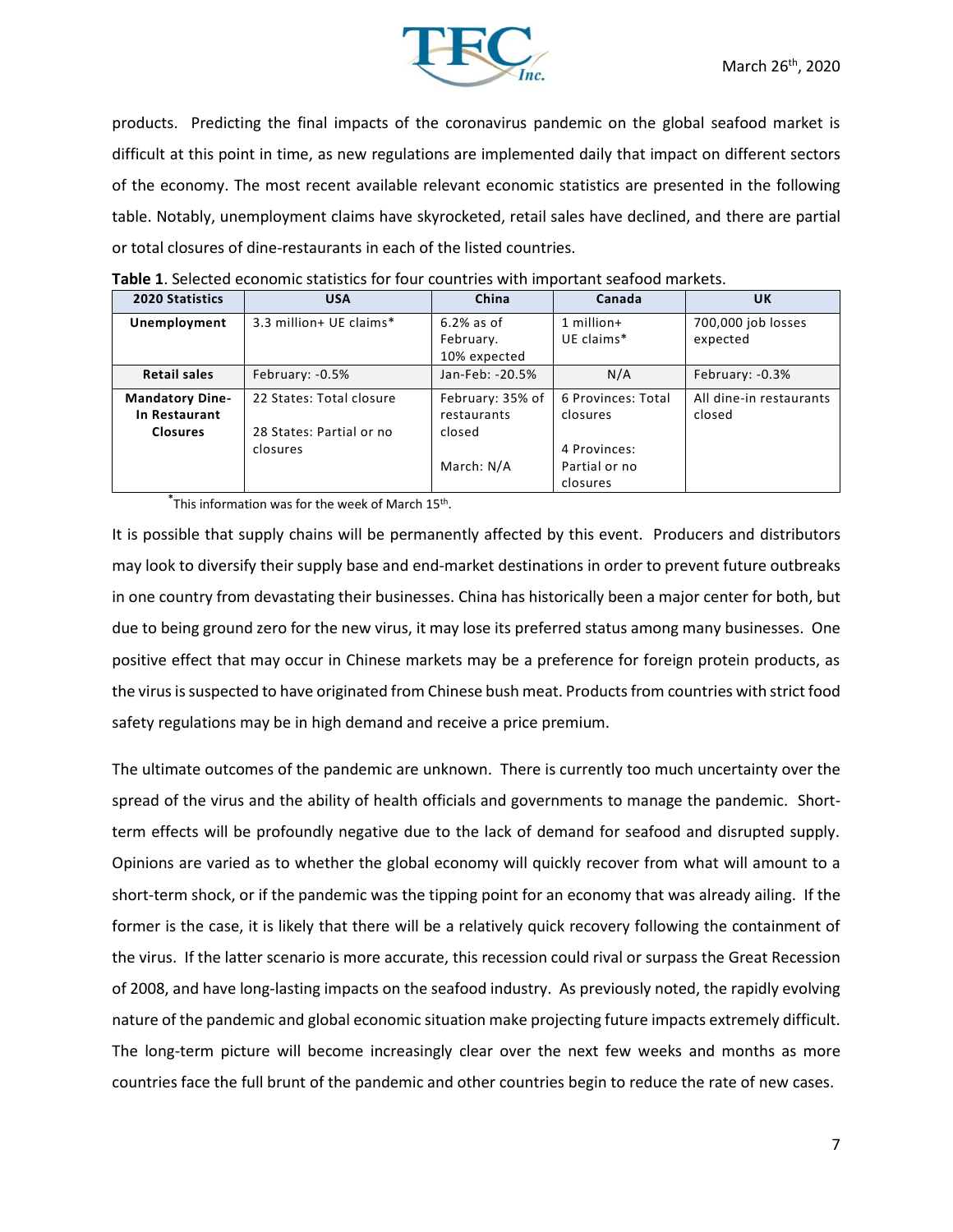products. Predicting the final impacts of the coronavirus pandemic on the global seafood market is difficult at this point in time, as new regulations are implemented daily that impact on different sectors of the economy. The most recent available relevant economic statistics are presented in the following table. Notably, unemployment claims have skyrocketed, retail sales have declined, and there are partial or total closures of dine-restaurants in each of the listed countries.

**Table 1**. Selected economic statistics for four countries with important seafood markets.

| 2020 Statistics | USA | China | Canada | UK |
|---|---|---|---|---|
| **Unemployment** | 3.3 million+ UE claims* | 6.2% as of February. 10% expected | 1 million+ UE claims* | 700,000 job losses expected |
| **Retail sales** | February: -0.5% | Jan-Feb: -20.5% | N/A | February: -0.3% |
| **Mandatory Dine-In Restaurant Closures** | 22 States: Total closure<br><br>28 States: Partial or no closures | February: 35% of restaurants closed<br><br>March: N/A | 6 Provinces: Total closures<br><br>4 Provinces: Partial or no closures | All dine-in restaurants closed |

*This information was for the week of March 15th.

It is possible that supply chains will be permanently affected by this event. Producers and distributors may look to diversify their supply base and end-market destinations in order to prevent future outbreaks in one country from devastating their businesses. China has historically been a major center for both, but due to being ground zero for the new virus, it may lose its preferred status among many businesses. One positive effect that may occur in Chinese markets may be a preference for foreign protein products, as the virus is suspected to have originated from Chinese bush meat. Products from countries with strict food safety regulations may be in high demand and receive a price premium.

The ultimate outcomes of the pandemic are unknown. There is currently too much uncertainty over the spread of the virus and the ability of health officials and governments to manage the pandemic. Short-term effects will be profoundly negative due to the lack of demand for seafood and disrupted supply. Opinions are varied as to whether the global economy will quickly recover from what will amount to a short-term shock, or if the pandemic was the tipping point for an economy that was already ailing. If the former is the case, it is likely that there will be a relatively quick recovery following the containment of the virus. If the latter scenario is more accurate, this recession could rival or surpass the Great Recession of 2008, and have long-lasting impacts on the seafood industry. As previously noted, the rapidly evolving nature of the pandemic and global economic situation make projecting future impacts extremely difficult. The long-term picture will become increasingly clear over the next few weeks and months as more countries face the full brunt of the pandemic and other countries begin to reduce the rate of new cases.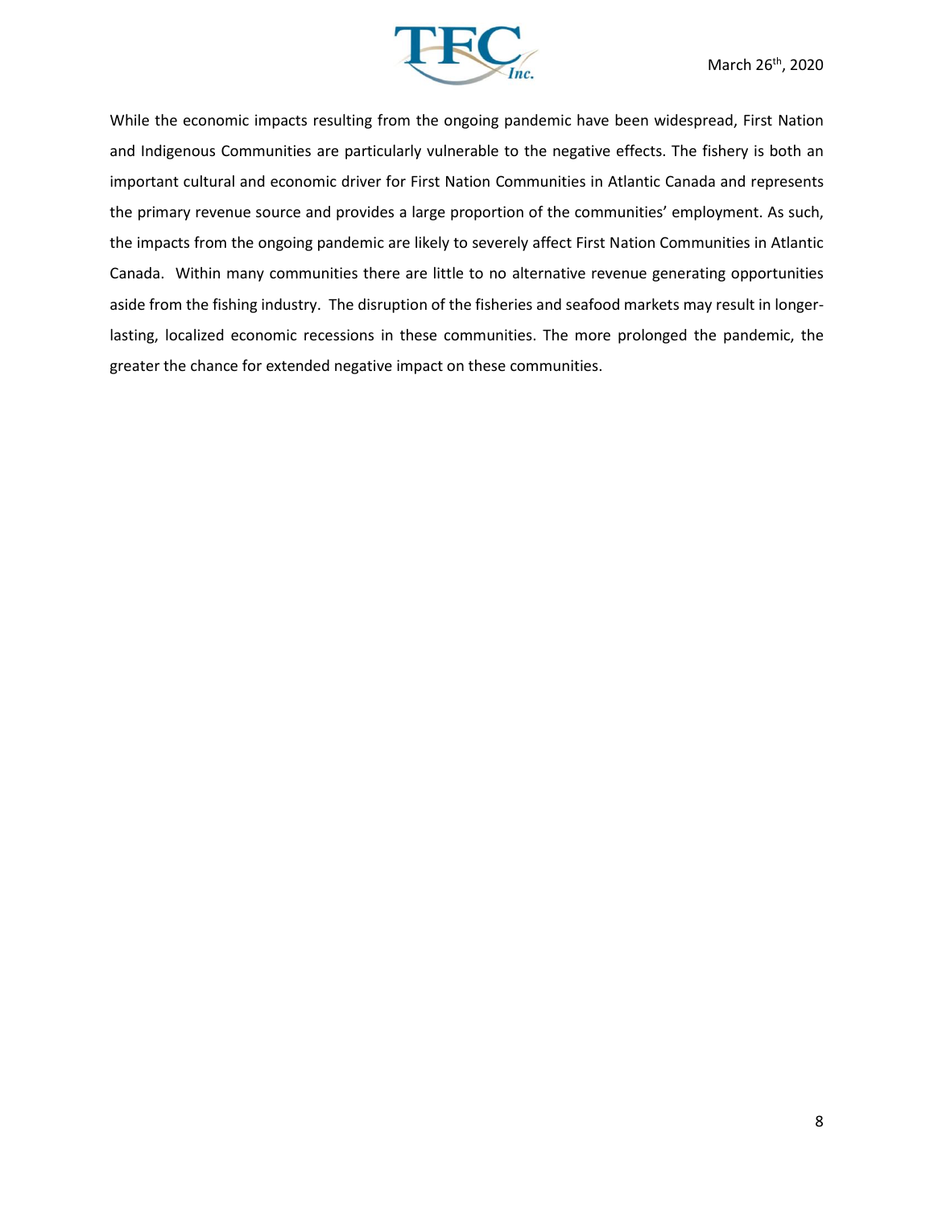While the economic impacts resulting from the ongoing pandemic have been widespread, First Nation and Indigenous Communities are particularly vulnerable to the negative effects. The fishery is both an important cultural and economic driver for First Nation Communities in Atlantic Canada and represents the primary revenue source and provides a large proportion of the communities' employment. As such, the impacts from the ongoing pandemic are likely to severely affect First Nation Communities in Atlantic Canada. Within many communities there are little to no alternative revenue generating opportunities aside from the fishing industry. The disruption of the fisheries and seafood markets may result in longer-lasting, localized economic recessions in these communities. The more prolonged the pandemic, the greater the chance for extended negative impact on these communities.